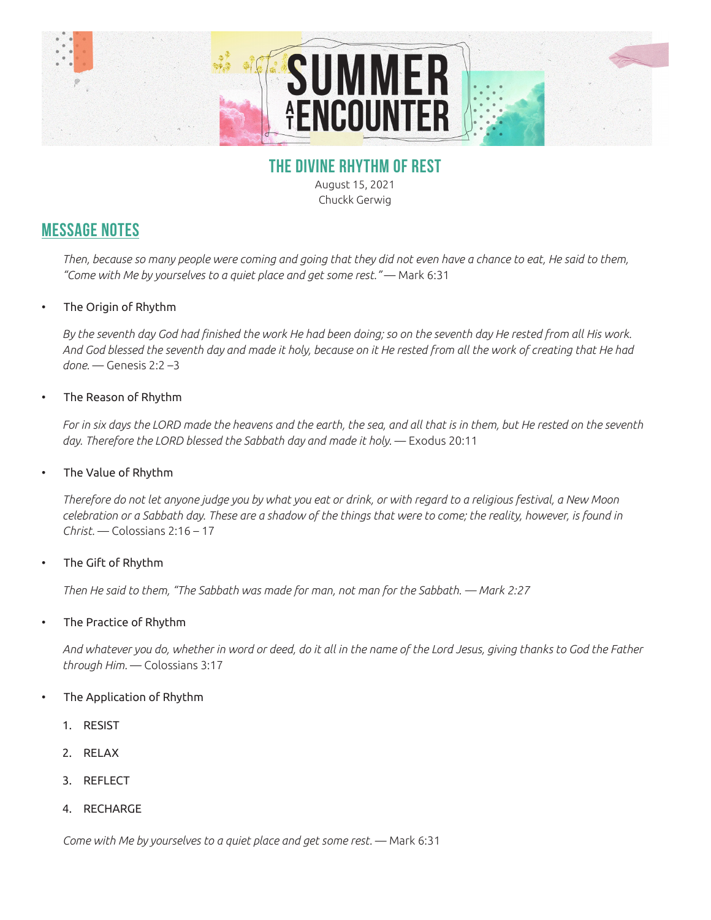# SUMMER AT ENCOUNTER

## THE DIVINE RHYTHM OF REST

August 15, 2021

Chuckk Gerwig

## MESSAGE NOTES

*Then, because so many people were coming and going that they did not even have a chance to eat, He said to them, "Come with Me by yourselves to a quiet place and get some rest."* — Mark 6:31

- The Origin of Rhythm

  *By the seventh day God had finished the work He had been doing; so on the seventh day He rested from all His work. And God blessed the seventh day and made it holy, because on it He rested from all the work of creating that He had done.* — Genesis 2:2 –3

- The Reason of Rhythm

  *For in six days the LORD made the heavens and the earth, the sea, and all that is in them, but He rested on the seventh day. Therefore the LORD blessed the Sabbath day and made it holy.* — Exodus 20:11

- The Value of Rhythm

  *Therefore do not let anyone judge you by what you eat or drink, or with regard to a religious festival, a New Moon celebration or a Sabbath day. These are a shadow of the things that were to come; the reality, however, is found in Christ.* — Colossians 2:16 – 17

- The Gift of Rhythm

  *Then He said to them, "The Sabbath was made for man, not man for the Sabbath. — Mark 2:27*

- The Practice of Rhythm

  *And whatever you do, whether in word or deed, do it all in the name of the Lord Jesus, giving thanks to God the Father through Him.* — Colossians 3:17

- The Application of Rhythm

  1. RESIST
  2. RELAX
  3. REFLECT
  4. RECHARGE

  *Come with Me by yourselves to a quiet place and get some rest.* — Mark 6:31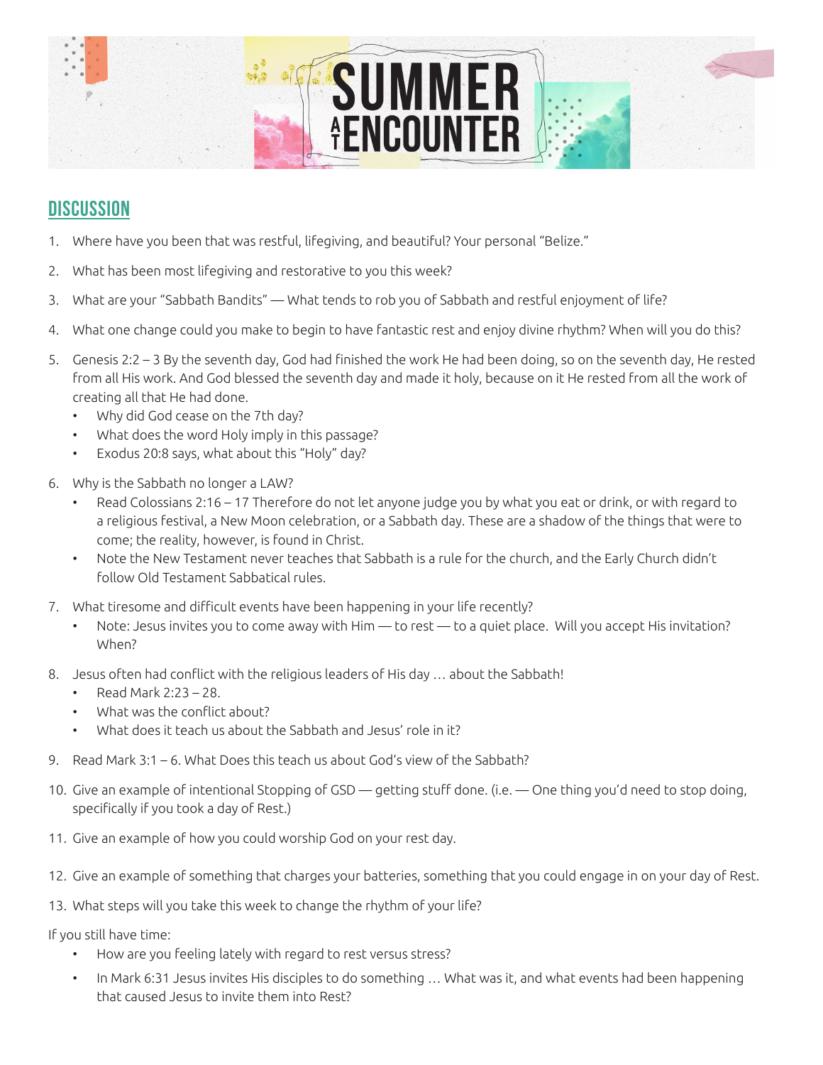# SUMMER AT ENCOUNTER

## DISCUSSION

1. Where have you been that was restful, lifegiving, and beautiful? Your personal "Belize."
2. What has been most lifegiving and restorative to you this week?
3. What are your "Sabbath Bandits" — What tends to rob you of Sabbath and restful enjoyment of life?
4. What one change could you make to begin to have fantastic rest and enjoy divine rhythm? When will you do this?
5. Genesis 2:2 – 3 By the seventh day, God had finished the work He had been doing, so on the seventh day, He rested from all His work. And God blessed the seventh day and made it holy, because on it He rested from all the work of creating all that He had done.
   - Why did God cease on the 7th day?
   - What does the word Holy imply in this passage?
   - Exodus 20:8 says, what about this "Holy" day?
6. Why is the Sabbath no longer a LAW?
   - Read Colossians 2:16 – 17 Therefore do not let anyone judge you by what you eat or drink, or with regard to a religious festival, a New Moon celebration, or a Sabbath day. These are a shadow of the things that were to come; the reality, however, is found in Christ.
   - Note the New Testament never teaches that Sabbath is a rule for the church, and the Early Church didn't follow Old Testament Sabbatical rules.
7. What tiresome and difficult events have been happening in your life recently?
   - Note: Jesus invites you to come away with Him — to rest — to a quiet place. Will you accept His invitation? When?
8. Jesus often had conflict with the religious leaders of His day … about the Sabbath!
   - Read Mark 2:23 – 28.
   - What was the conflict about?
   - What does it teach us about the Sabbath and Jesus' role in it?
9. Read Mark 3:1 – 6. What Does this teach us about God's view of the Sabbath?
10. Give an example of intentional Stopping of GSD — getting stuff done. (i.e. — One thing you'd need to stop doing, specifically if you took a day of Rest.)
11. Give an example of how you could worship God on your rest day.
12. Give an example of something that charges your batteries, something that you could engage in on your day of Rest.
13. What steps will you take this week to change the rhythm of your life?

If you still have time:

- How are you feeling lately with regard to rest versus stress?
- In Mark 6:31 Jesus invites His disciples to do something … What was it, and what events had been happening that caused Jesus to invite them into Rest?